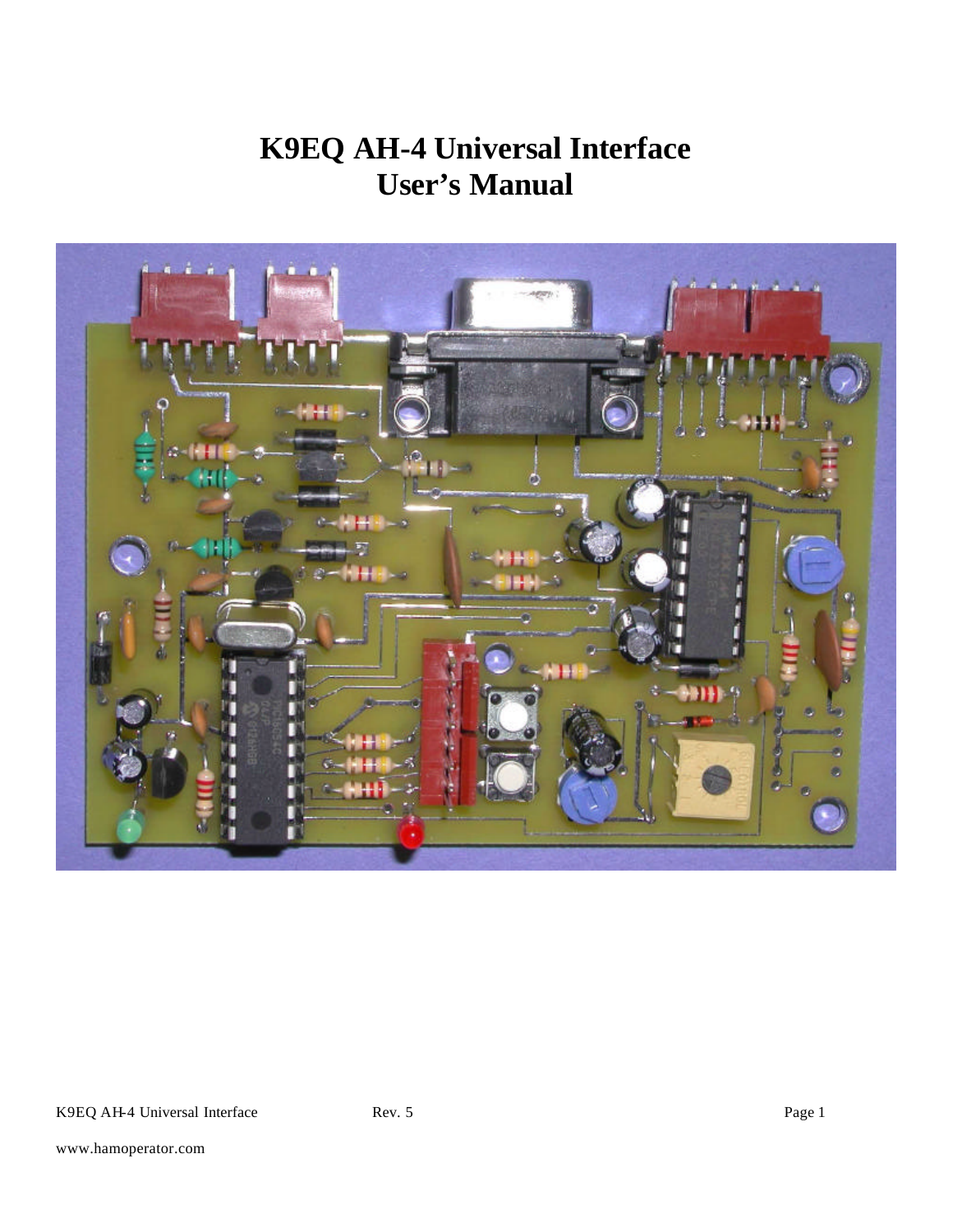# K9EQ AH-4 Universal Interface
# User's Manual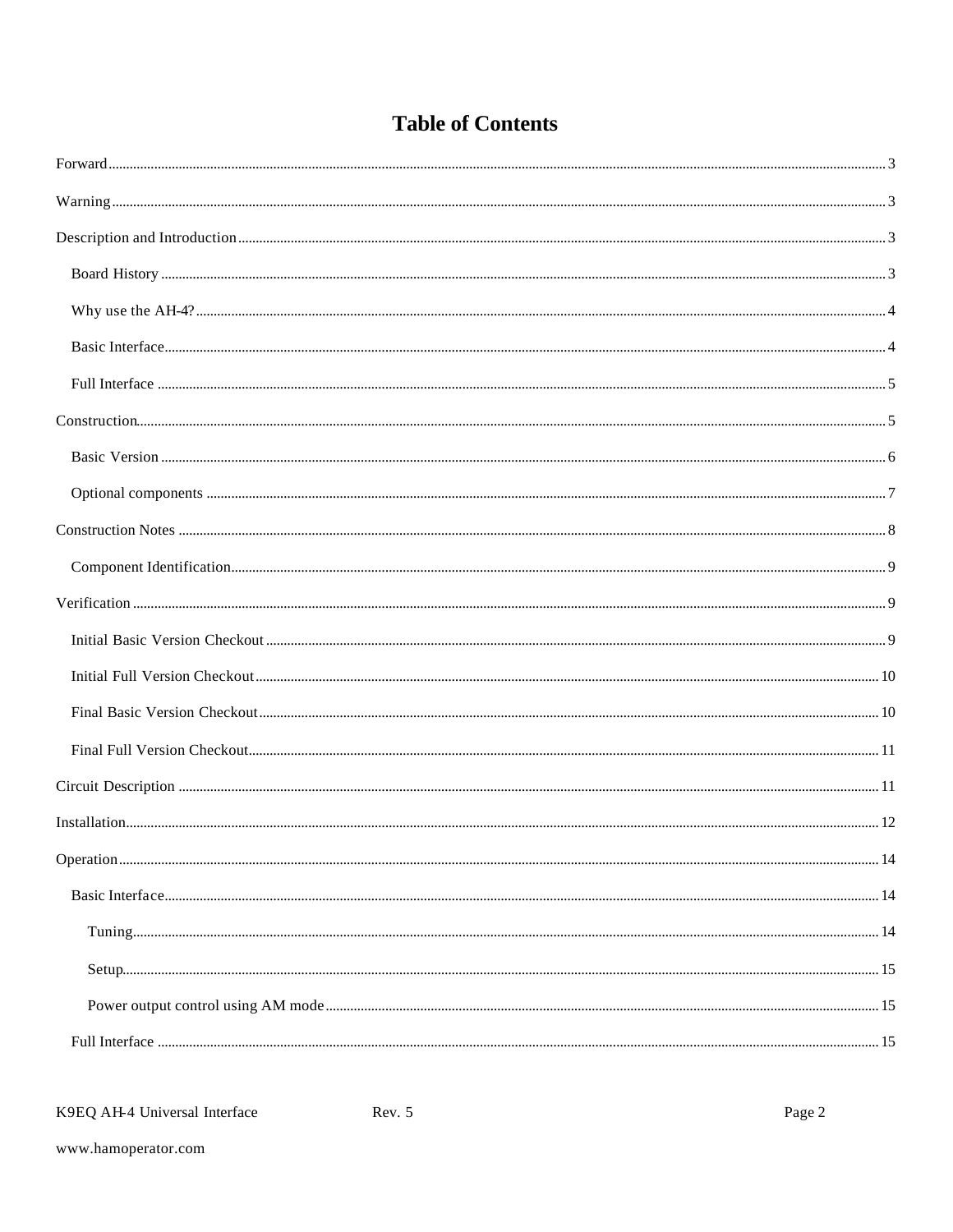# Table of Contents

Forward ..... 3

Warning ..... 3

Description and Introduction ..... 3

- Board History ..... 3
- Why use the AH-4? ..... 4
- Basic Interface ..... 4
- Full Interface ..... 5

Construction ..... 5

- Basic Version ..... 6
- Optional components ..... 7

Construction Notes ..... 8

- Component Identification ..... 9

Verification ..... 9

- Initial Basic Version Checkout ..... 9
- Initial Full Version Checkout ..... 10
- Final Basic Version Checkout ..... 10
- Final Full Version Checkout ..... 11

Circuit Description ..... 11

Installation ..... 12

Operation ..... 14

- Basic Interface ..... 14
  - Tuning ..... 14
  - Setup ..... 15
  - Power output control using AM mode ..... 15
- Full Interface ..... 15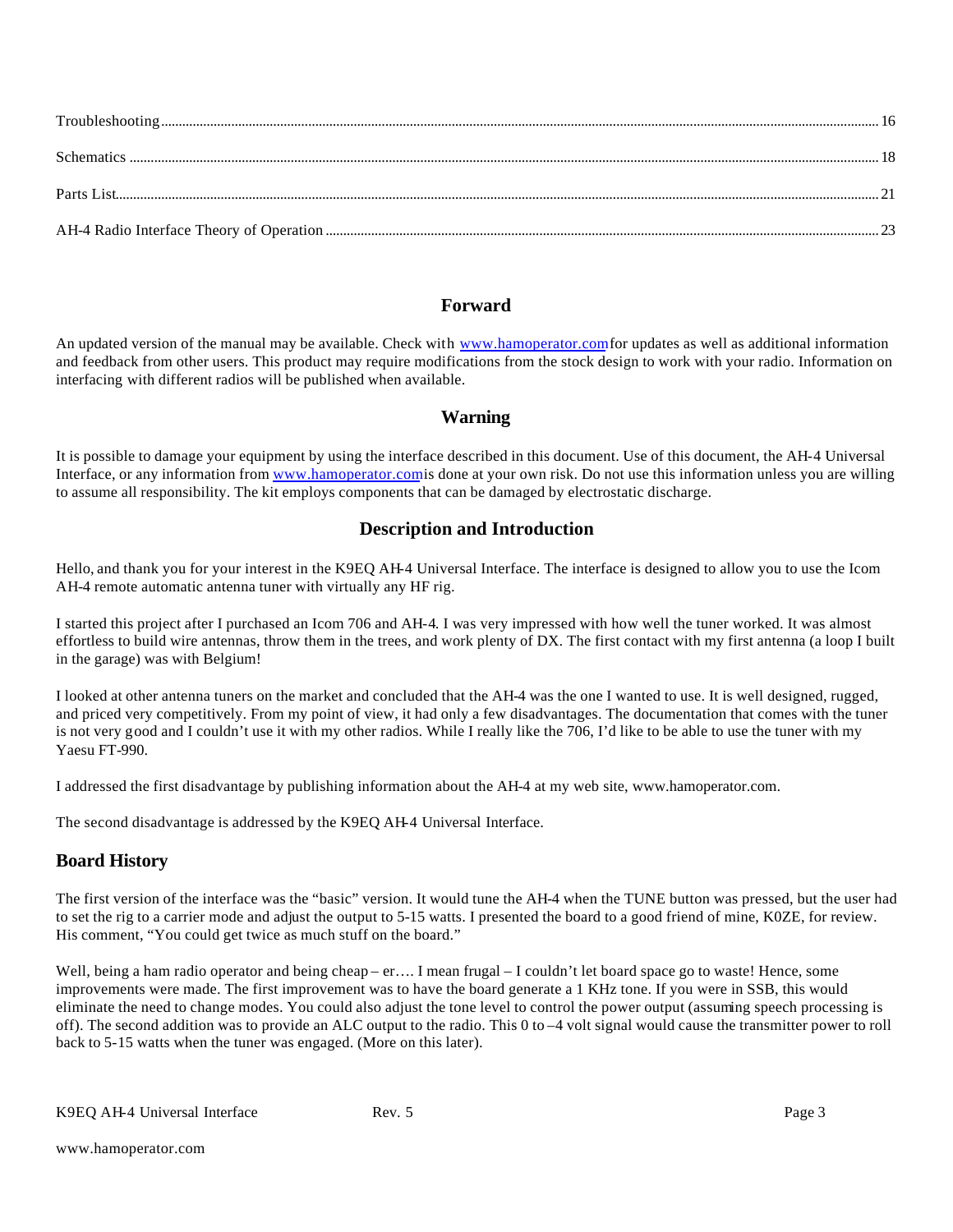Troubleshooting ........ 16

Schematics ........ 18

Parts List ........ 21

AH-4 Radio Interface Theory of Operation ........ 23

## Forward

An updated version of the manual may be available. Check with www.hamoperator.com for updates as well as additional information and feedback from other users. This product may require modifications from the stock design to work with your radio. Information on interfacing with different radios will be published when available.

## Warning

It is possible to damage your equipment by using the interface described in this document. Use of this document, the AH-4 Universal Interface, or any information from www.hamoperator.com is done at your own risk. Do not use this information unless you are willing to assume all responsibility. The kit employs components that can be damaged by electrostatic discharge.

## Description and Introduction

Hello, and thank you for your interest in the K9EQ AH-4 Universal Interface. The interface is designed to allow you to use the Icom AH-4 remote automatic antenna tuner with virtually any HF rig.

I started this project after I purchased an Icom 706 and AH-4. I was very impressed with how well the tuner worked. It was almost effortless to build wire antennas, throw them in the trees, and work plenty of DX. The first contact with my first antenna (a loop I built in the garage) was with Belgium!

I looked at other antenna tuners on the market and concluded that the AH-4 was the one I wanted to use. It is well designed, rugged, and priced very competitively. From my point of view, it had only a few disadvantages. The documentation that comes with the tuner is not very good and I couldn't use it with my other radios. While I really like the 706, I'd like to be able to use the tuner with my Yaesu FT-990.

I addressed the first disadvantage by publishing information about the AH-4 at my web site, www.hamoperator.com.

The second disadvantage is addressed by the K9EQ AH-4 Universal Interface.

## Board History

The first version of the interface was the "basic" version. It would tune the AH-4 when the TUNE button was pressed, but the user had to set the rig to a carrier mode and adjust the output to 5-15 watts. I presented the board to a good friend of mine, K0ZE, for review. His comment, "You could get twice as much stuff on the board."

Well, being a ham radio operator and being cheap – er…. I mean frugal – I couldn't let board space go to waste! Hence, some improvements were made. The first improvement was to have the board generate a 1 KHz tone. If you were in SSB, this would eliminate the need to change modes. You could also adjust the tone level to control the power output (assuming speech processing is off). The second addition was to provide an ALC output to the radio. This 0 to –4 volt signal would cause the transmitter power to roll back to 5-15 watts when the tuner was engaged. (More on this later).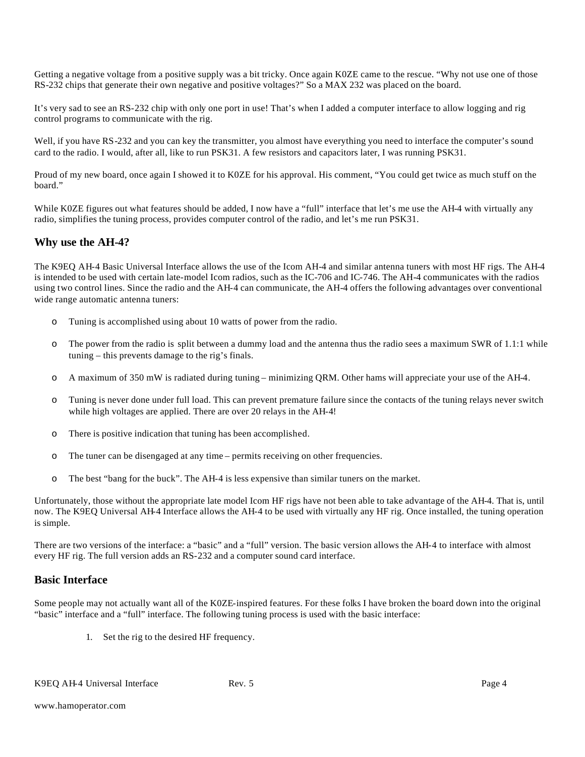Getting a negative voltage from a positive supply was a bit tricky. Once again K0ZE came to the rescue. "Why not use one of those RS-232 chips that generate their own negative and positive voltages?" So a MAX 232 was placed on the board.

It's very sad to see an RS-232 chip with only one port in use! That's when I added a computer interface to allow logging and rig control programs to communicate with the rig.

Well, if you have RS-232 and you can key the transmitter, you almost have everything you need to interface the computer's sound card to the radio. I would, after all, like to run PSK31. A few resistors and capacitors later, I was running PSK31.

Proud of my new board, once again I showed it to K0ZE for his approval. His comment, "You could get twice as much stuff on the board."

While K0ZE figures out what features should be added, I now have a "full" interface that let's me use the AH-4 with virtually any radio, simplifies the tuning process, provides computer control of the radio, and let's me run PSK31.

## Why use the AH-4?

The K9EQ AH-4 Basic Universal Interface allows the use of the Icom AH-4 and similar antenna tuners with most HF rigs. The AH-4 is intended to be used with certain late-model Icom radios, such as the IC-706 and IC-746. The AH-4 communicates with the radios using two control lines. Since the radio and the AH-4 can communicate, the AH-4 offers the following advantages over conventional wide range automatic antenna tuners:

- Tuning is accomplished using about 10 watts of power from the radio.
- The power from the radio is split between a dummy load and the antenna thus the radio sees a maximum SWR of 1.1:1 while tuning – this prevents damage to the rig's finals.
- A maximum of 350 mW is radiated during tuning – minimizing QRM. Other hams will appreciate your use of the AH-4.
- Tuning is never done under full load. This can prevent premature failure since the contacts of the tuning relays never switch while high voltages are applied. There are over 20 relays in the AH-4!
- There is positive indication that tuning has been accomplished.
- The tuner can be disengaged at any time – permits receiving on other frequencies.
- The best "bang for the buck". The AH-4 is less expensive than similar tuners on the market.

Unfortunately, those without the appropriate late model Icom HF rigs have not been able to take advantage of the AH-4. That is, until now. The K9EQ Universal AH-4 Interface allows the AH-4 to be used with virtually any HF rig. Once installed, the tuning operation is simple.

There are two versions of the interface: a "basic" and a "full" version. The basic version allows the AH-4 to interface with almost every HF rig. The full version adds an RS-232 and a computer sound card interface.

## Basic Interface

Some people may not actually want all of the K0ZE-inspired features. For these folks I have broken the board down into the original "basic" interface and a "full" interface. The following tuning process is used with the basic interface:

1. Set the rig to the desired HF frequency.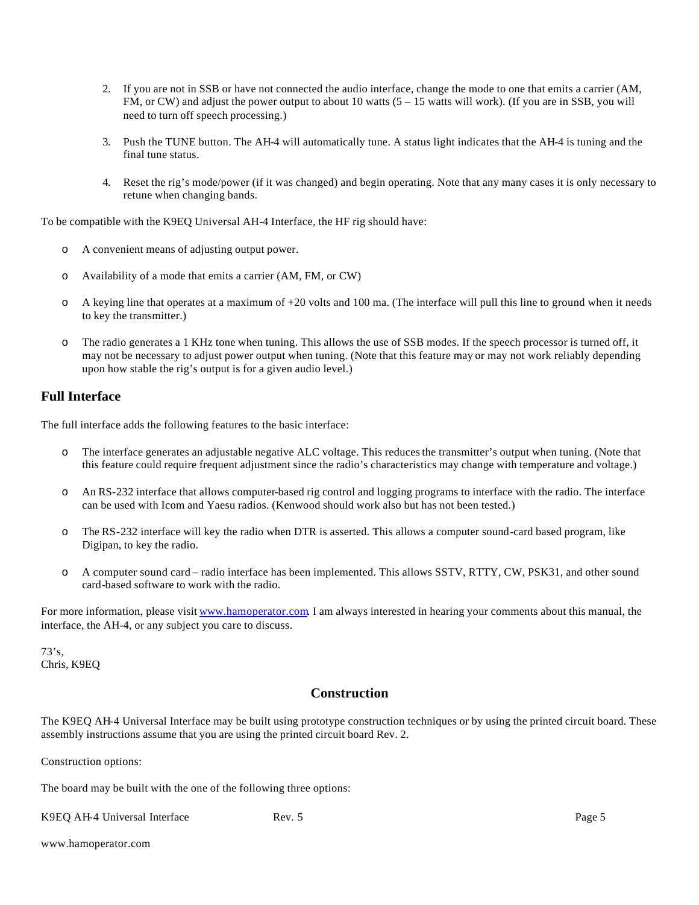2. If you are not in SSB or have not connected the audio interface, change the mode to one that emits a carrier (AM, FM, or CW) and adjust the power output to about 10 watts (5 – 15 watts will work). (If you are in SSB, you will need to turn off speech processing.)

3. Push the TUNE button. The AH-4 will automatically tune. A status light indicates that the AH-4 is tuning and the final tune status.

4. Reset the rig's mode/power (if it was changed) and begin operating. Note that any many cases it is only necessary to retune when changing bands.

To be compatible with the K9EQ Universal AH-4 Interface, the HF rig should have:

- A convenient means of adjusting output power.
- Availability of a mode that emits a carrier (AM, FM, or CW)
- A keying line that operates at a maximum of +20 volts and 100 ma. (The interface will pull this line to ground when it needs to key the transmitter.)
- The radio generates a 1 KHz tone when tuning. This allows the use of SSB modes. If the speech processor is turned off, it may not be necessary to adjust power output when tuning. (Note that this feature may or may not work reliably depending upon how stable the rig's output is for a given audio level.)

## Full Interface

The full interface adds the following features to the basic interface:

- The interface generates an adjustable negative ALC voltage. This reduces the transmitter's output when tuning. (Note that this feature could require frequent adjustment since the radio's characteristics may change with temperature and voltage.)
- An RS-232 interface that allows computer-based rig control and logging programs to interface with the radio. The interface can be used with Icom and Yaesu radios. (Kenwood should work also but has not been tested.)
- The RS-232 interface will key the radio when DTR is asserted. This allows a computer sound-card based program, like Digipan, to key the radio.
- A computer sound card – radio interface has been implemented. This allows SSTV, RTTY, CW, PSK31, and other sound card-based software to work with the radio.

For more information, please visit www.hamoperator.com. I am always interested in hearing your comments about this manual, the interface, the AH-4, or any subject you care to discuss.

73's,
Chris, K9EQ

## Construction

The K9EQ AH-4 Universal Interface may be built using prototype construction techniques or by using the printed circuit board. These assembly instructions assume that you are using the printed circuit board Rev. 2.

Construction options:

The board may be built with the one of the following three options: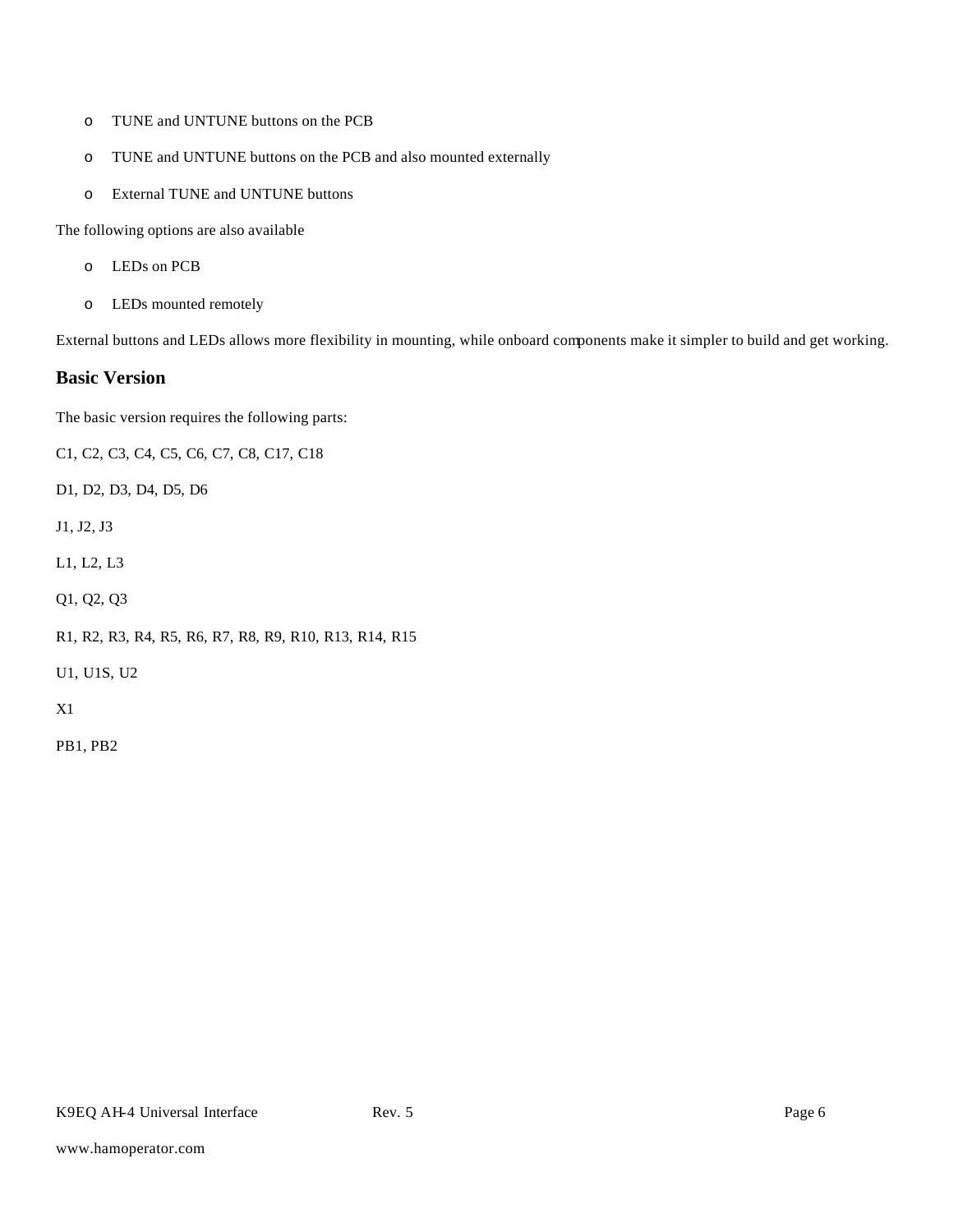- TUNE and UNTUNE buttons on the PCB
- TUNE and UNTUNE buttons on the PCB and also mounted externally
- External TUNE and UNTUNE buttons

The following options are also available

- LEDs on PCB
- LEDs mounted remotely

External buttons and LEDs allows more flexibility in mounting, while onboard components make it simpler to build and get working.

## Basic Version

The basic version requires the following parts:

C1, C2, C3, C4, C5, C6, C7, C8, C17, C18

D1, D2, D3, D4, D5, D6

J1, J2, J3

L1, L2, L3

Q1, Q2, Q3

R1, R2, R3, R4, R5, R6, R7, R8, R9, R10, R13, R14, R15

U1, U1S, U2

X1

PB1, PB2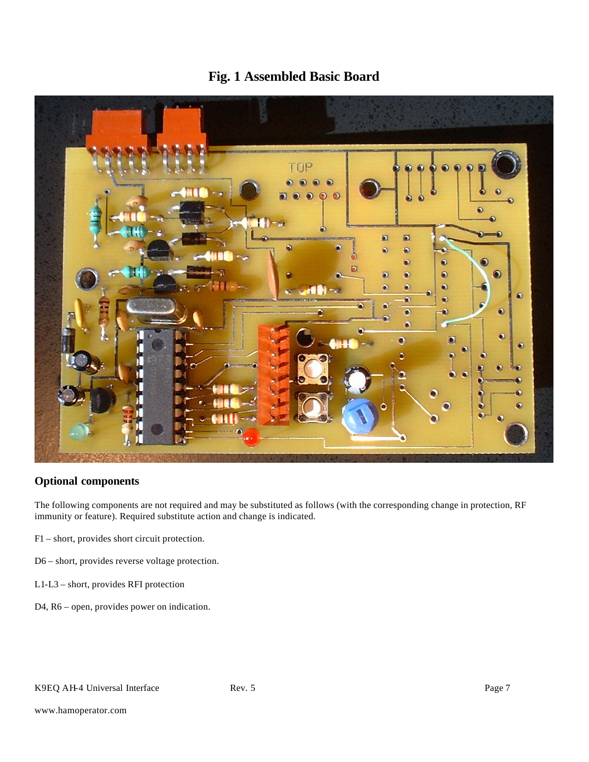# Fig. 1 Assembled Basic Board

## Optional components

The following components are not required and may be substituted as follows (with the corresponding change in protection, RF immunity or feature). Required substitute action and change is indicated.

F1 – short, provides short circuit protection.

D6 – short, provides reverse voltage protection.

L1-L3 – short, provides RFI protection

D4, R6 – open, provides power on indication.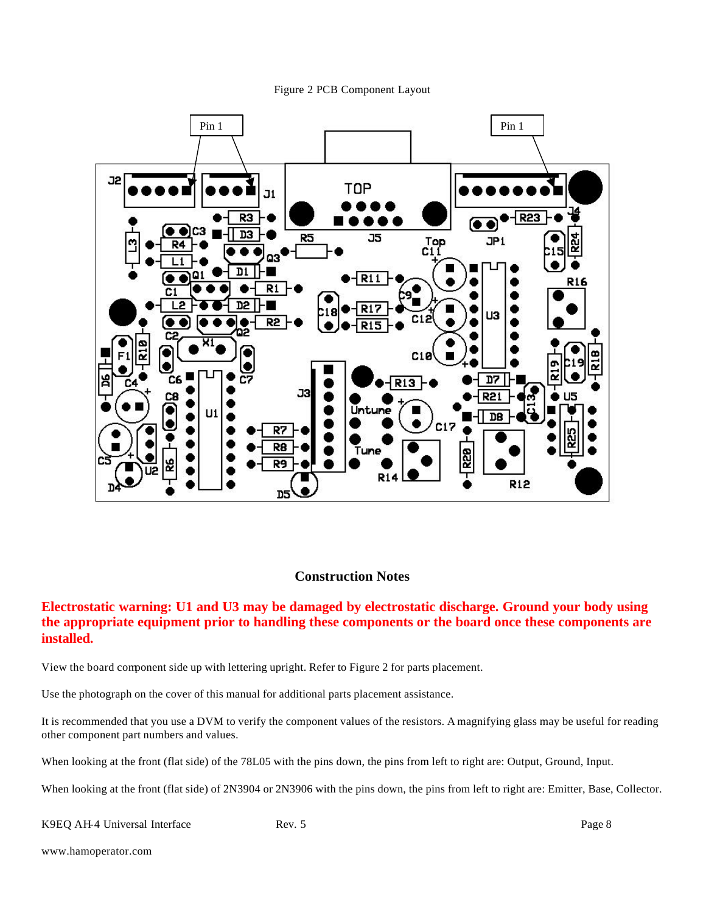Figure 2 PCB Component Layout

## Construction Notes

**Electrostatic warning: U1 and U3 may be damaged by electrostatic discharge. Ground your body using the appropriate equipment prior to handling these components or the board once these components are installed.**

View the board component side up with lettering upright. Refer to Figure 2 for parts placement.

Use the photograph on the cover of this manual for additional parts placement assistance.

It is recommended that you use a DVM to verify the component values of the resistors. A magnifying glass may be useful for reading other component part numbers and values.

When looking at the front (flat side) of the 78L05 with the pins down, the pins from left to right are: Output, Ground, Input.

When looking at the front (flat side) of 2N3904 or 2N3906 with the pins down, the pins from left to right are: Emitter, Base, Collector.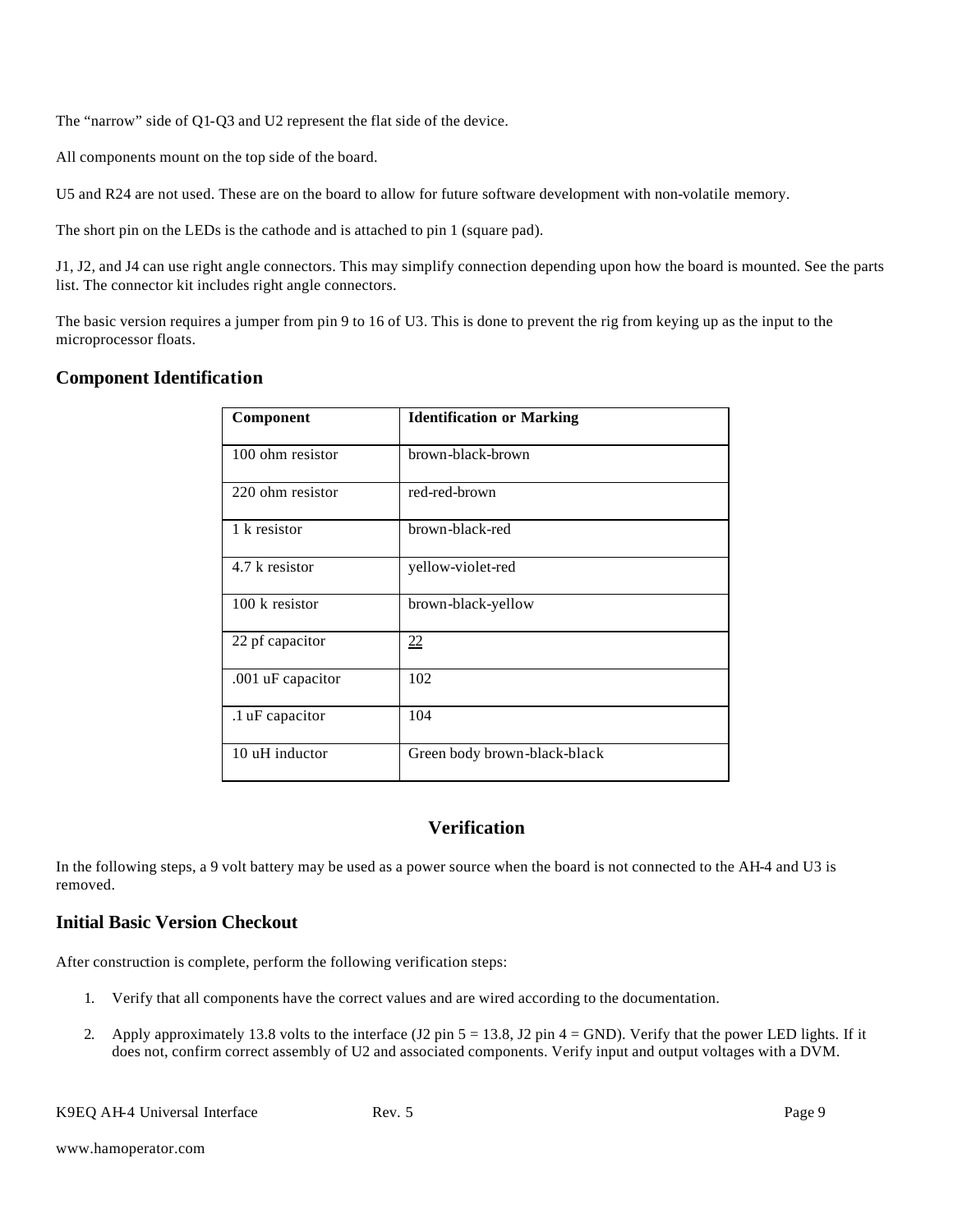The "narrow" side of Q1-Q3 and U2 represent the flat side of the device.

All components mount on the top side of the board.

U5 and R24 are not used. These are on the board to allow for future software development with non-volatile memory.

The short pin on the LEDs is the cathode and is attached to pin 1 (square pad).

J1, J2, and J4 can use right angle connectors. This may simplify connection depending upon how the board is mounted. See the parts list. The connector kit includes right angle connectors.

The basic version requires a jumper from pin 9 to 16 of U3. This is done to prevent the rig from keying up as the input to the microprocessor floats.

## Component Identification

| Component | Identification or Marking |
|---|---|
| 100 ohm resistor | brown-black-brown |
| 220 ohm resistor | red-red-brown |
| 1 k resistor | brown-black-red |
| 4.7 k resistor | yellow-violet-red |
| 100 k resistor | brown-black-yellow |
| 22 pf capacitor | 22 |
| .001 uF capacitor | 102 |
| .1 uF capacitor | 104 |
| 10 uH inductor | Green body brown-black-black |

# Verification

In the following steps, a 9 volt battery may be used as a power source when the board is not connected to the AH-4 and U3 is removed.

## Initial Basic Version Checkout

After construction is complete, perform the following verification steps:

1. Verify that all components have the correct values and are wired according to the documentation.

2. Apply approximately 13.8 volts to the interface (J2 pin 5 = 13.8, J2 pin 4 = GND). Verify that the power LED lights. If it does not, confirm correct assembly of U2 and associated components. Verify input and output voltages with a DVM.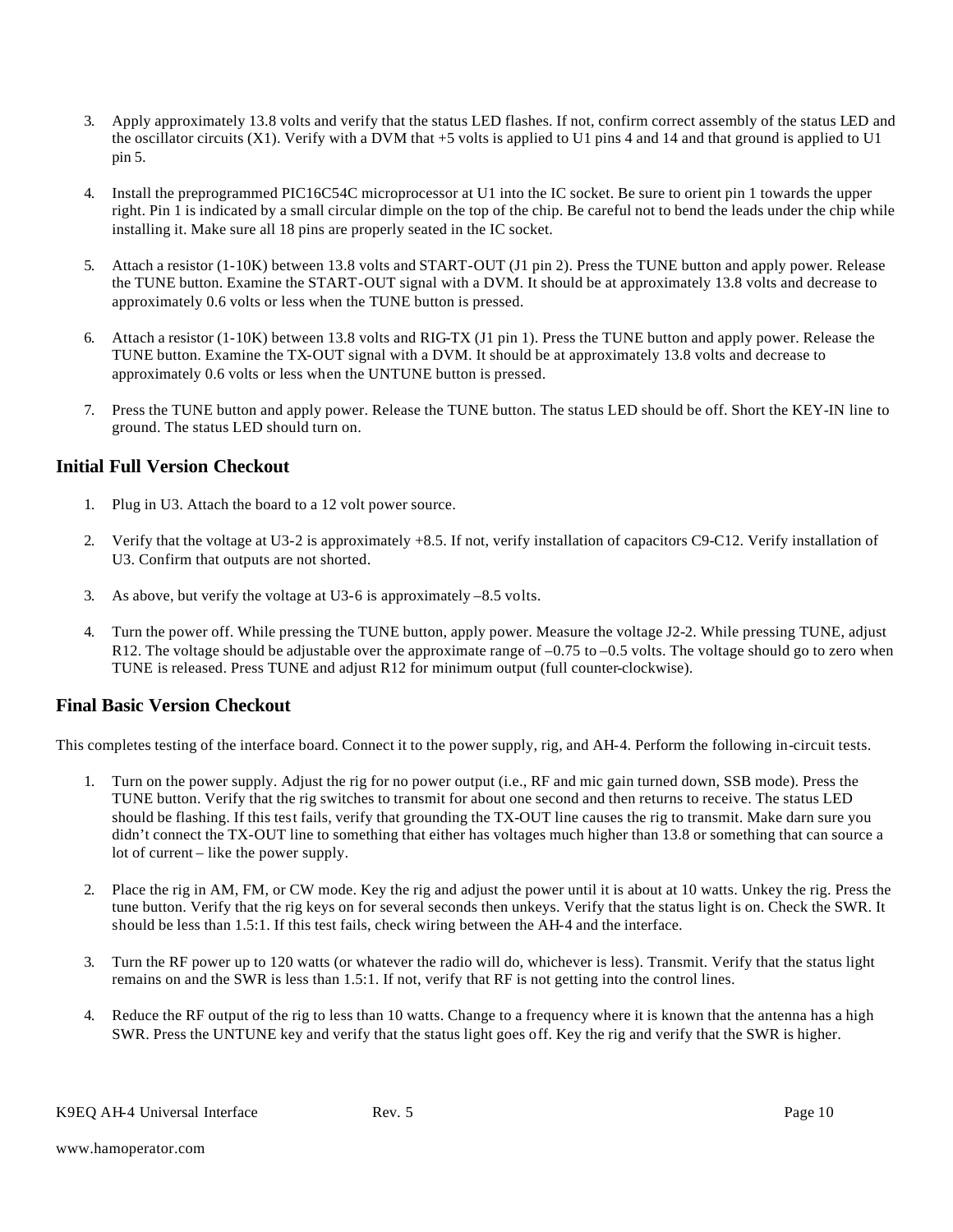3. Apply approximately 13.8 volts and verify that the status LED flashes. If not, confirm correct assembly of the status LED and the oscillator circuits (X1). Verify with a DVM that +5 volts is applied to U1 pins 4 and 14 and that ground is applied to U1 pin 5.

4. Install the preprogrammed PIC16C54C microprocessor at U1 into the IC socket. Be sure to orient pin 1 towards the upper right. Pin 1 is indicated by a small circular dimple on the top of the chip. Be careful not to bend the leads under the chip while installing it. Make sure all 18 pins are properly seated in the IC socket.

5. Attach a resistor (1-10K) between 13.8 volts and START-OUT (J1 pin 2). Press the TUNE button and apply power. Release the TUNE button. Examine the START-OUT signal with a DVM. It should be at approximately 13.8 volts and decrease to approximately 0.6 volts or less when the TUNE button is pressed.

6. Attach a resistor (1-10K) between 13.8 volts and RIG-TX (J1 pin 1). Press the TUNE button and apply power. Release the TUNE button. Examine the TX-OUT signal with a DVM. It should be at approximately 13.8 volts and decrease to approximately 0.6 volts or less when the UNTUNE button is pressed.

7. Press the TUNE button and apply power. Release the TUNE button. The status LED should be off. Short the KEY-IN line to ground. The status LED should turn on.

## Initial Full Version Checkout

1. Plug in U3. Attach the board to a 12 volt power source.

2. Verify that the voltage at U3-2 is approximately +8.5. If not, verify installation of capacitors C9-C12. Verify installation of U3. Confirm that outputs are not shorted.

3. As above, but verify the voltage at U3-6 is approximately –8.5 volts.

4. Turn the power off. While pressing the TUNE button, apply power. Measure the voltage J2-2. While pressing TUNE, adjust R12. The voltage should be adjustable over the approximate range of –0.75 to –0.5 volts. The voltage should go to zero when TUNE is released. Press TUNE and adjust R12 for minimum output (full counter-clockwise).

## Final Basic Version Checkout

This completes testing of the interface board. Connect it to the power supply, rig, and AH-4. Perform the following in-circuit tests.

1. Turn on the power supply. Adjust the rig for no power output (i.e., RF and mic gain turned down, SSB mode). Press the TUNE button. Verify that the rig switches to transmit for about one second and then returns to receive. The status LED should be flashing. If this test fails, verify that grounding the TX-OUT line causes the rig to transmit. Make darn sure you didn't connect the TX-OUT line to something that either has voltages much higher than 13.8 or something that can source a lot of current – like the power supply.

2. Place the rig in AM, FM, or CW mode. Key the rig and adjust the power until it is about at 10 watts. Unkey the rig. Press the tune button. Verify that the rig keys on for several seconds then unkeys. Verify that the status light is on. Check the SWR. It should be less than 1.5:1. If this test fails, check wiring between the AH-4 and the interface.

3. Turn the RF power up to 120 watts (or whatever the radio will do, whichever is less). Transmit. Verify that the status light remains on and the SWR is less than 1.5:1. If not, verify that RF is not getting into the control lines.

4. Reduce the RF output of the rig to less than 10 watts. Change to a frequency where it is known that the antenna has a high SWR. Press the UNTUNE key and verify that the status light goes off. Key the rig and verify that the SWR is higher.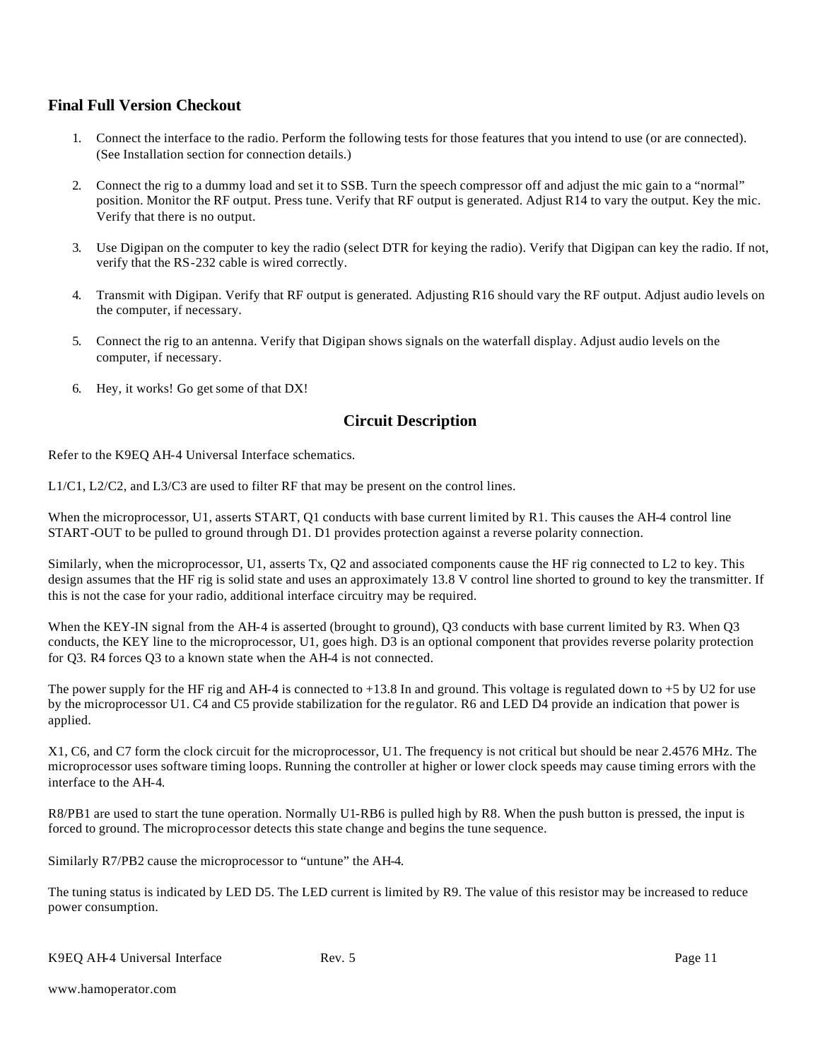## Final Full Version Checkout

1. Connect the interface to the radio. Perform the following tests for those features that you intend to use (or are connected). (See Installation section for connection details.)

2. Connect the rig to a dummy load and set it to SSB. Turn the speech compressor off and adjust the mic gain to a "normal" position. Monitor the RF output. Press tune. Verify that RF output is generated. Adjust R14 to vary the output. Key the mic. Verify that there is no output.

3. Use Digipan on the computer to key the radio (select DTR for keying the radio). Verify that Digipan can key the radio. If not, verify that the RS-232 cable is wired correctly.

4. Transmit with Digipan. Verify that RF output is generated. Adjusting R16 should vary the RF output. Adjust audio levels on the computer, if necessary.

5. Connect the rig to an antenna. Verify that Digipan shows signals on the waterfall display. Adjust audio levels on the computer, if necessary.

6. Hey, it works! Go get some of that DX!

# Circuit Description

Refer to the K9EQ AH-4 Universal Interface schematics.

L1/C1, L2/C2, and L3/C3 are used to filter RF that may be present on the control lines.

When the microprocessor, U1, asserts START, Q1 conducts with base current limited by R1. This causes the AH-4 control line START-OUT to be pulled to ground through D1. D1 provides protection against a reverse polarity connection.

Similarly, when the microprocessor, U1, asserts Tx, Q2 and associated components cause the HF rig connected to L2 to key. This design assumes that the HF rig is solid state and uses an approximately 13.8 V control line shorted to ground to key the transmitter. If this is not the case for your radio, additional interface circuitry may be required.

When the KEY-IN signal from the AH-4 is asserted (brought to ground), Q3 conducts with base current limited by R3. When Q3 conducts, the KEY line to the microprocessor, U1, goes high. D3 is an optional component that provides reverse polarity protection for Q3. R4 forces Q3 to a known state when the AH-4 is not connected.

The power supply for the HF rig and AH-4 is connected to +13.8 In and ground. This voltage is regulated down to +5 by U2 for use by the microprocessor U1. C4 and C5 provide stabilization for the regulator. R6 and LED D4 provide an indication that power is applied.

X1, C6, and C7 form the clock circuit for the microprocessor, U1. The frequency is not critical but should be near 2.4576 MHz. The microprocessor uses software timing loops. Running the controller at higher or lower clock speeds may cause timing errors with the interface to the AH-4.

R8/PB1 are used to start the tune operation. Normally U1-RB6 is pulled high by R8. When the push button is pressed, the input is forced to ground. The microprocessor detects this state change and begins the tune sequence.

Similarly R7/PB2 cause the microprocessor to "untune" the AH-4.

The tuning status is indicated by LED D5. The LED current is limited by R9. The value of this resistor may be increased to reduce power consumption.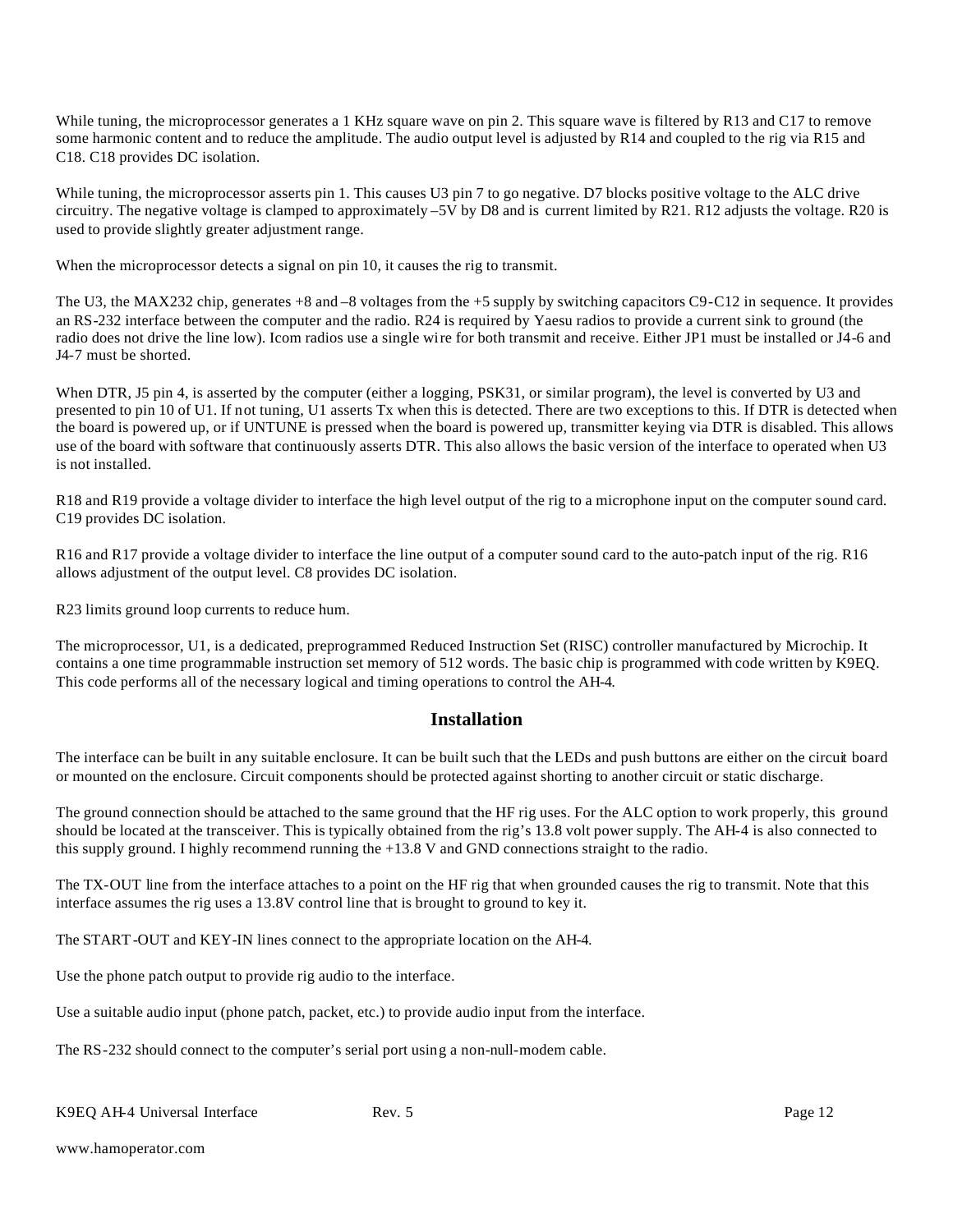While tuning, the microprocessor generates a 1 KHz square wave on pin 2. This square wave is filtered by R13 and C17 to remove some harmonic content and to reduce the amplitude. The audio output level is adjusted by R14 and coupled to the rig via R15 and C18. C18 provides DC isolation.

While tuning, the microprocessor asserts pin 1. This causes U3 pin 7 to go negative. D7 blocks positive voltage to the ALC drive circuitry. The negative voltage is clamped to approximately –5V by D8 and is current limited by R21. R12 adjusts the voltage. R20 is used to provide slightly greater adjustment range.

When the microprocessor detects a signal on pin 10, it causes the rig to transmit.

The U3, the MAX232 chip, generates +8 and –8 voltages from the +5 supply by switching capacitors C9-C12 in sequence. It provides an RS-232 interface between the computer and the radio. R24 is required by Yaesu radios to provide a current sink to ground (the radio does not drive the line low). Icom radios use a single wire for both transmit and receive. Either JP1 must be installed or J4-6 and J4-7 must be shorted.

When DTR, J5 pin 4, is asserted by the computer (either a logging, PSK31, or similar program), the level is converted by U3 and presented to pin 10 of U1. If not tuning, U1 asserts Tx when this is detected. There are two exceptions to this. If DTR is detected when the board is powered up, or if UNTUNE is pressed when the board is powered up, transmitter keying via DTR is disabled. This allows use of the board with software that continuously asserts DTR. This also allows the basic version of the interface to operated when U3 is not installed.

R18 and R19 provide a voltage divider to interface the high level output of the rig to a microphone input on the computer sound card. C19 provides DC isolation.

R16 and R17 provide a voltage divider to interface the line output of a computer sound card to the auto-patch input of the rig. R16 allows adjustment of the output level. C8 provides DC isolation.

R23 limits ground loop currents to reduce hum.

The microprocessor, U1, is a dedicated, preprogrammed Reduced Instruction Set (RISC) controller manufactured by Microchip. It contains a one time programmable instruction set memory of 512 words. The basic chip is programmed with code written by K9EQ. This code performs all of the necessary logical and timing operations to control the AH-4.

## Installation

The interface can be built in any suitable enclosure. It can be built such that the LEDs and push buttons are either on the circuit board or mounted on the enclosure. Circuit components should be protected against shorting to another circuit or static discharge.

The ground connection should be attached to the same ground that the HF rig uses. For the ALC option to work properly, this ground should be located at the transceiver. This is typically obtained from the rig's 13.8 volt power supply. The AH-4 is also connected to this supply ground. I highly recommend running the +13.8 V and GND connections straight to the radio.

The TX-OUT line from the interface attaches to a point on the HF rig that when grounded causes the rig to transmit. Note that this interface assumes the rig uses a 13.8V control line that is brought to ground to key it.

The START-OUT and KEY-IN lines connect to the appropriate location on the AH-4.

Use the phone patch output to provide rig audio to the interface.

Use a suitable audio input (phone patch, packet, etc.) to provide audio input from the interface.

The RS-232 should connect to the computer's serial port using a non-null-modem cable.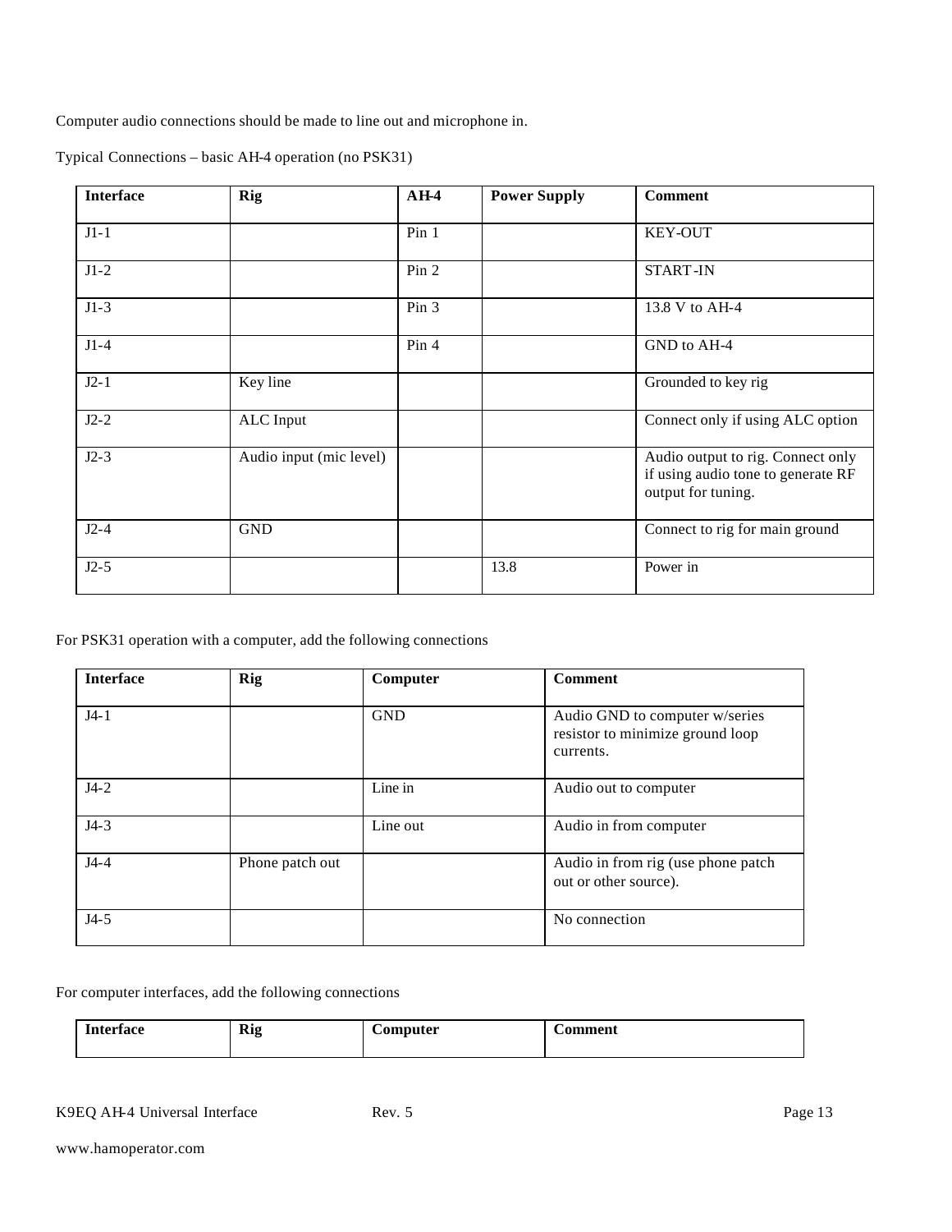Computer audio connections should be made to line out and microphone in.

Typical Connections – basic AH-4 operation (no PSK31)

| Interface | Rig | AH-4 | Power Supply | Comment |
|---|---|---|---|---|
| J1-1 | | Pin 1 | | KEY-OUT |
| J1-2 | | Pin 2 | | START-IN |
| J1-3 | | Pin 3 | | 13.8 V to AH-4 |
| J1-4 | | Pin 4 | | GND to AH-4 |
| J2-1 | Key line | | | Grounded to key rig |
| J2-2 | ALC Input | | | Connect only if using ALC option |
| J2-3 | Audio input (mic level) | | | Audio output to rig. Connect only if using audio tone to generate RF output for tuning. |
| J2-4 | GND | | | Connect to rig for main ground |
| J2-5 | | | 13.8 | Power in |

For PSK31 operation with a computer, add the following connections

| Interface | Rig | Computer | Comment |
|---|---|---|---|
| J4-1 | | GND | Audio GND to computer w/series resistor to minimize ground loop currents. |
| J4-2 | | Line in | Audio out to computer |
| J4-3 | | Line out | Audio in from computer |
| J4-4 | Phone patch out | | Audio in from rig (use phone patch out or other source). |
| J4-5 | | | No connection |

For computer interfaces, add the following connections

| Interface | Rig | Computer | Comment |
|---|---|---|---|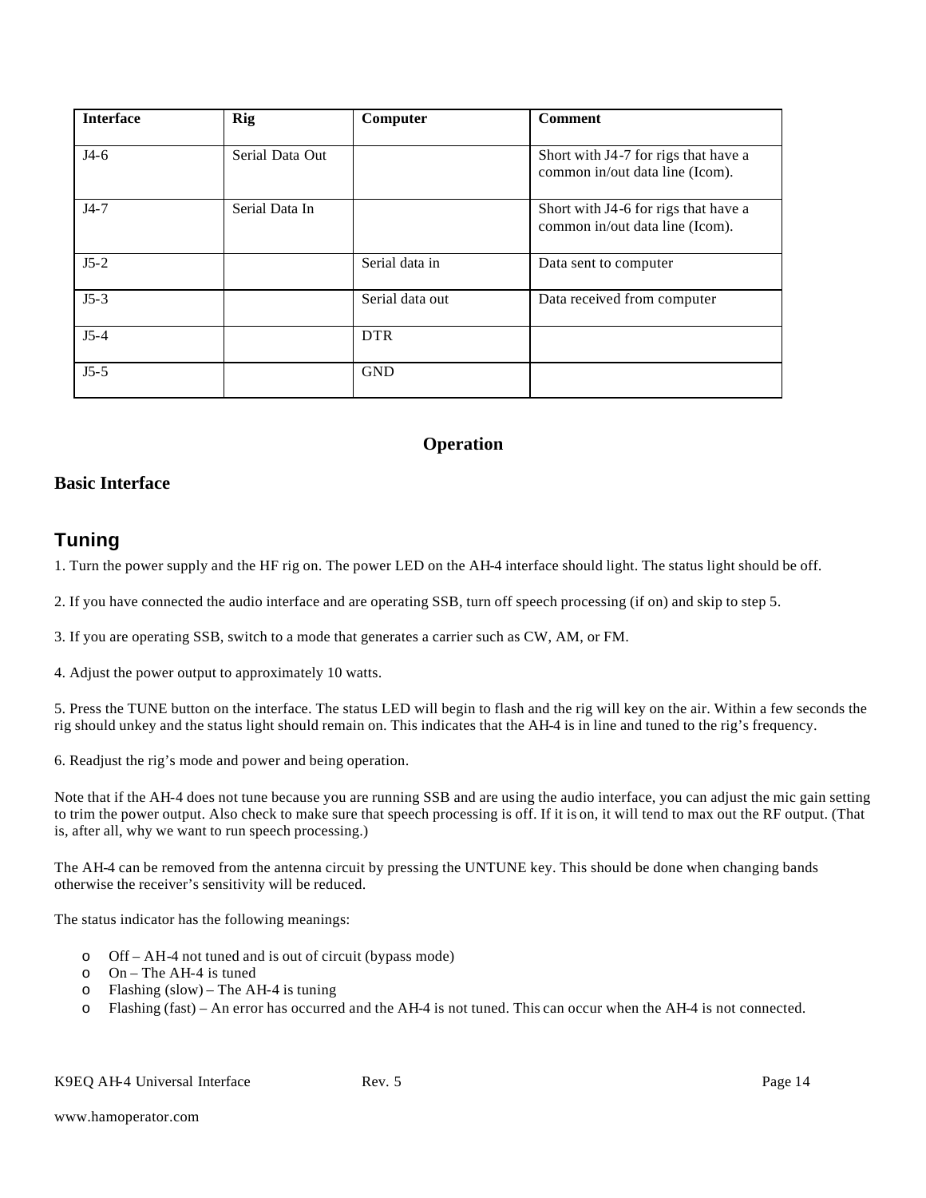| Interface | Rig | Computer | Comment |
|---|---|---|---|
| J4-6 | Serial Data Out | | Short with J4-7 for rigs that have a common in/out data line (Icom). |
| J4-7 | Serial Data In | | Short with J4-6 for rigs that have a common in/out data line (Icom). |
| J5-2 | | Serial data in | Data sent to computer |
| J5-3 | | Serial data out | Data received from computer |
| J5-4 | | DTR | |
| J5-5 | | GND | |

# Operation

## Basic Interface

## Tuning

1. Turn the power supply and the HF rig on. The power LED on the AH-4 interface should light. The status light should be off.

2. If you have connected the audio interface and are operating SSB, turn off speech processing (if on) and skip to step 5.

3. If you are operating SSB, switch to a mode that generates a carrier such as CW, AM, or FM.

4. Adjust the power output to approximately 10 watts.

5. Press the TUNE button on the interface. The status LED will begin to flash and the rig will key on the air. Within a few seconds the rig should unkey and the status light should remain on. This indicates that the AH-4 is in line and tuned to the rig's frequency.

6. Readjust the rig's mode and power and being operation.

Note that if the AH-4 does not tune because you are running SSB and are using the audio interface, you can adjust the mic gain setting to trim the power output. Also check to make sure that speech processing is off. If it is on, it will tend to max out the RF output. (That is, after all, why we want to run speech processing.)

The AH-4 can be removed from the antenna circuit by pressing the UNTUNE key. This should be done when changing bands otherwise the receiver's sensitivity will be reduced.

The status indicator has the following meanings:

- Off – AH-4 not tuned and is out of circuit (bypass mode)
- On – The AH-4 is tuned
- Flashing (slow) – The AH-4 is tuning
- Flashing (fast) – An error has occurred and the AH-4 is not tuned. This can occur when the AH-4 is not connected.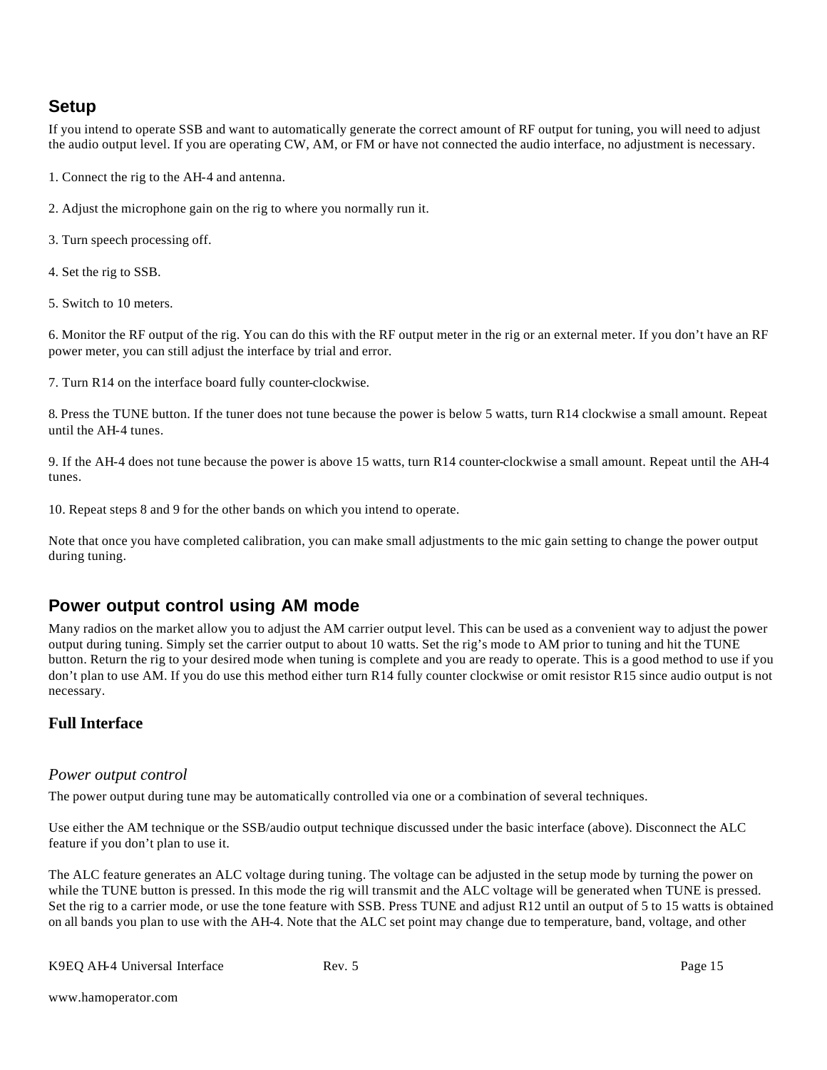## Setup

If you intend to operate SSB and want to automatically generate the correct amount of RF output for tuning, you will need to adjust the audio output level. If you are operating CW, AM, or FM or have not connected the audio interface, no adjustment is necessary.

1. Connect the rig to the AH-4 and antenna.

2. Adjust the microphone gain on the rig to where you normally run it.

3. Turn speech processing off.

4. Set the rig to SSB.

5. Switch to 10 meters.

6. Monitor the RF output of the rig. You can do this with the RF output meter in the rig or an external meter. If you don't have an RF power meter, you can still adjust the interface by trial and error.

7. Turn R14 on the interface board fully counter-clockwise.

8. Press the TUNE button. If the tuner does not tune because the power is below 5 watts, turn R14 clockwise a small amount. Repeat until the AH-4 tunes.

9. If the AH-4 does not tune because the power is above 15 watts, turn R14 counter-clockwise a small amount. Repeat until the AH-4 tunes.

10. Repeat steps 8 and 9 for the other bands on which you intend to operate.

Note that once you have completed calibration, you can make small adjustments to the mic gain setting to change the power output during tuning.

## Power output control using AM mode

Many radios on the market allow you to adjust the AM carrier output level. This can be used as a convenient way to adjust the power output during tuning. Simply set the carrier output to about 10 watts. Set the rig's mode to AM prior to tuning and hit the TUNE button. Return the rig to your desired mode when tuning is complete and you are ready to operate. This is a good method to use if you don't plan to use AM. If you do use this method either turn R14 fully counter clockwise or omit resistor R15 since audio output is not necessary.

## Full Interface

### *Power output control*

The power output during tune may be automatically controlled via one or a combination of several techniques.

Use either the AM technique or the SSB/audio output technique discussed under the basic interface (above). Disconnect the ALC feature if you don't plan to use it.

The ALC feature generates an ALC voltage during tuning. The voltage can be adjusted in the setup mode by turning the power on while the TUNE button is pressed. In this mode the rig will transmit and the ALC voltage will be generated when TUNE is pressed. Set the rig to a carrier mode, or use the tone feature with SSB. Press TUNE and adjust R12 until an output of 5 to 15 watts is obtained on all bands you plan to use with the AH-4. Note that the ALC set point may change due to temperature, band, voltage, and other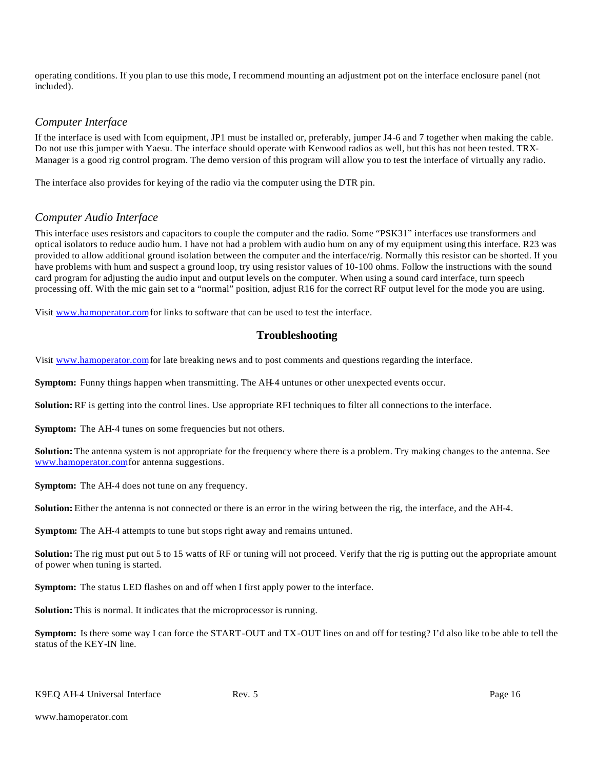operating conditions. If you plan to use this mode, I recommend mounting an adjustment pot on the interface enclosure panel (not included).

### *Computer Interface*

If the interface is used with Icom equipment, JP1 must be installed or, preferably, jumper J4-6 and 7 together when making the cable. Do not use this jumper with Yaesu. The interface should operate with Kenwood radios as well, but this has not been tested. TRX-Manager is a good rig control program. The demo version of this program will allow you to test the interface of virtually any radio.

The interface also provides for keying of the radio via the computer using the DTR pin.

### *Computer Audio Interface*

This interface uses resistors and capacitors to couple the computer and the radio. Some "PSK31" interfaces use transformers and optical isolators to reduce audio hum. I have not had a problem with audio hum on any of my equipment using this interface. R23 was provided to allow additional ground isolation between the computer and the interface/rig. Normally this resistor can be shorted. If you have problems with hum and suspect a ground loop, try using resistor values of 10-100 ohms. Follow the instructions with the sound card program for adjusting the audio input and output levels on the computer. When using a sound card interface, turn speech processing off. With the mic gain set to a "normal" position, adjust R16 for the correct RF output level for the mode you are using.

Visit www.hamoperator.com for links to software that can be used to test the interface.

## Troubleshooting

Visit www.hamoperator.com for late breaking news and to post comments and questions regarding the interface.

**Symptom:** Funny things happen when transmitting. The AH-4 untunes or other unexpected events occur.

**Solution:** RF is getting into the control lines. Use appropriate RFI techniques to filter all connections to the interface.

**Symptom:** The AH-4 tunes on some frequencies but not others.

**Solution:** The antenna system is not appropriate for the frequency where there is a problem. Try making changes to the antenna. See www.hamoperator.com for antenna suggestions.

**Symptom:** The AH-4 does not tune on any frequency.

**Solution:** Either the antenna is not connected or there is an error in the wiring between the rig, the interface, and the AH-4.

**Symptom:** The AH-4 attempts to tune but stops right away and remains untuned.

**Solution:** The rig must put out 5 to 15 watts of RF or tuning will not proceed. Verify that the rig is putting out the appropriate amount of power when tuning is started.

**Symptom:** The status LED flashes on and off when I first apply power to the interface.

**Solution:** This is normal. It indicates that the microprocessor is running.

**Symptom:** Is there some way I can force the START-OUT and TX-OUT lines on and off for testing? I'd also like to be able to tell the status of the KEY-IN line.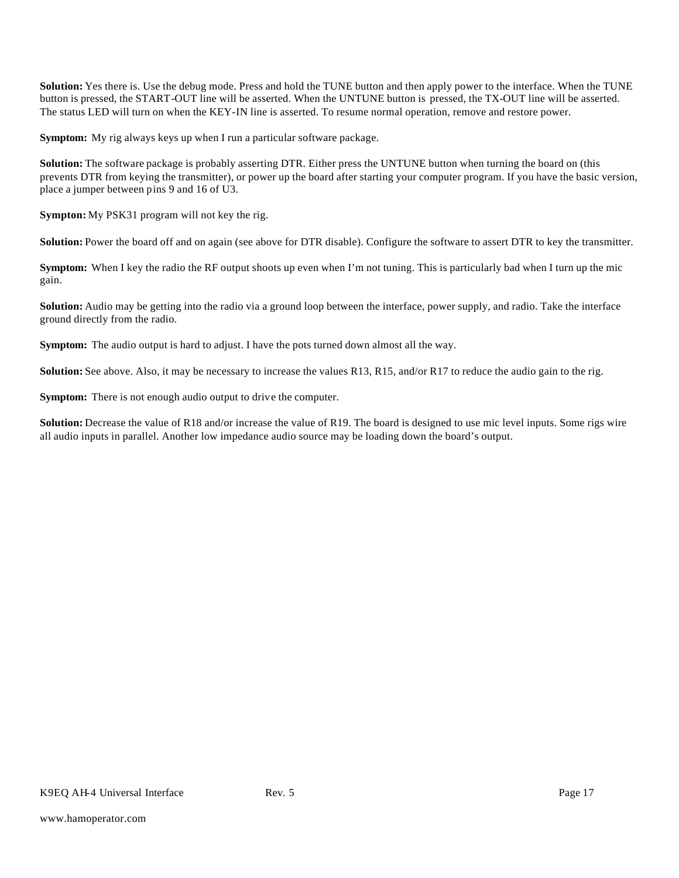**Solution:** Yes there is. Use the debug mode. Press and hold the TUNE button and then apply power to the interface. When the TUNE button is pressed, the START-OUT line will be asserted. When the UNTUNE button is pressed, the TX-OUT line will be asserted. The status LED will turn on when the KEY-IN line is asserted. To resume normal operation, remove and restore power.

**Symptom:** My rig always keys up when I run a particular software package.

**Solution:** The software package is probably asserting DTR. Either press the UNTUNE button when turning the board on (this prevents DTR from keying the transmitter), or power up the board after starting your computer program. If you have the basic version, place a jumper between pins 9 and 16 of U3.

**Sympton:** My PSK31 program will not key the rig.

**Solution:** Power the board off and on again (see above for DTR disable). Configure the software to assert DTR to key the transmitter.

**Symptom:** When I key the radio the RF output shoots up even when I'm not tuning. This is particularly bad when I turn up the mic gain.

**Solution:** Audio may be getting into the radio via a ground loop between the interface, power supply, and radio. Take the interface ground directly from the radio.

**Symptom:** The audio output is hard to adjust. I have the pots turned down almost all the way.

**Solution:** See above. Also, it may be necessary to increase the values R13, R15, and/or R17 to reduce the audio gain to the rig.

**Symptom:** There is not enough audio output to drive the computer.

**Solution:** Decrease the value of R18 and/or increase the value of R19. The board is designed to use mic level inputs. Some rigs wire all audio inputs in parallel. Another low impedance audio source may be loading down the board's output.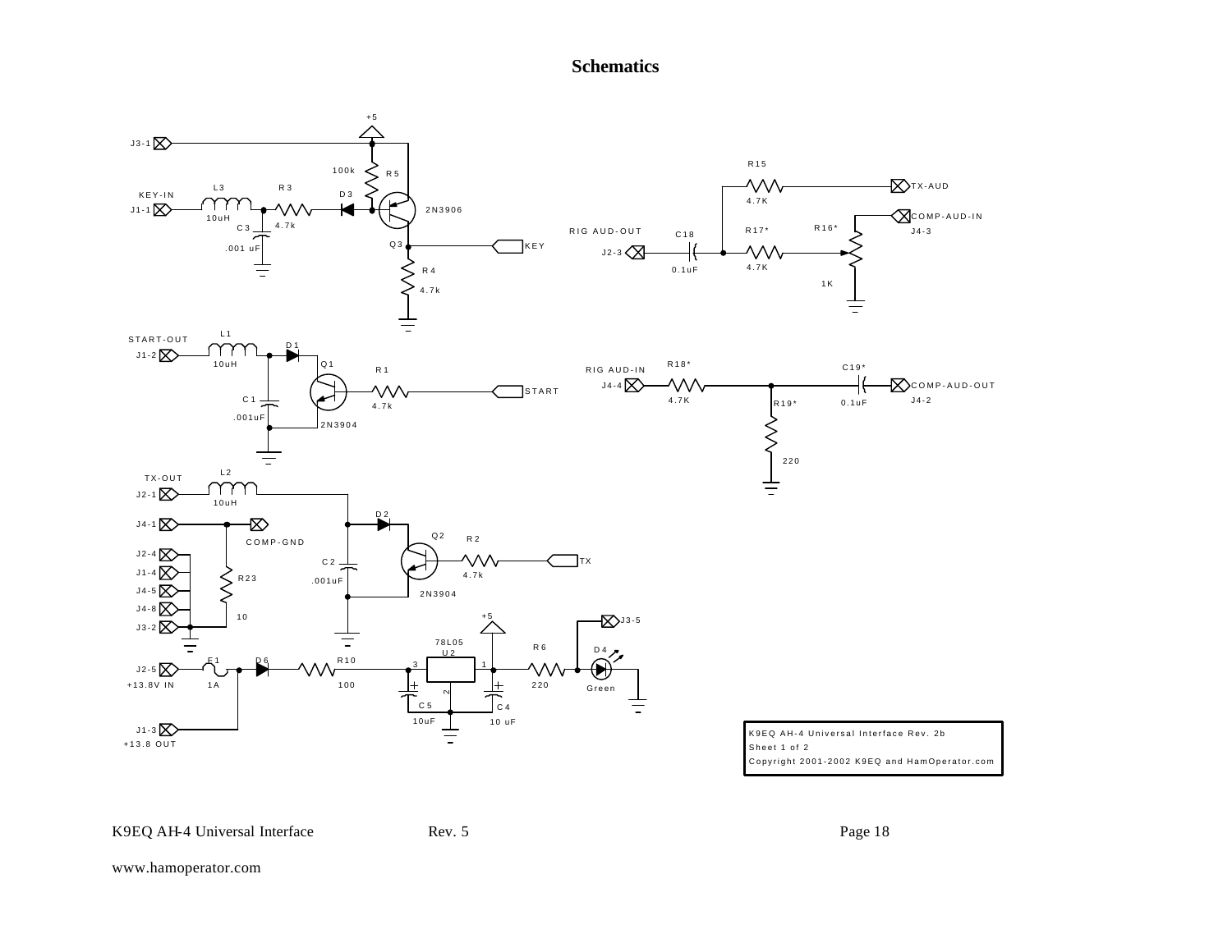# Schematics

K9EQ AH-4 Universal Interface Rev. 2b
Sheet 1 of 2
Copyright 2001-2002 K9EQ and HamOperator.com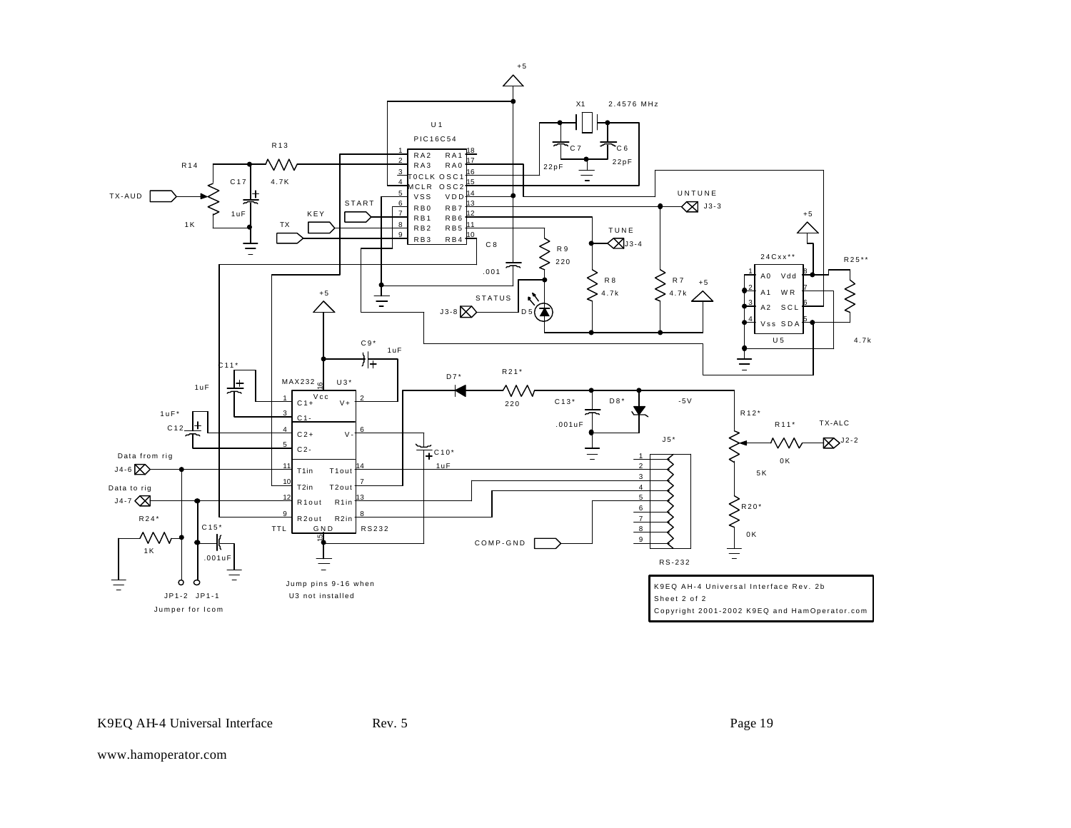K9EQ AH-4 Universal Interface Rev. 2b
Sheet 2 of 2
Copyright 2001-2002 K9EQ and HamOperator.com

U1 PIC16C54

X1 2.4576 MHz

C7 22pF, C6 22pF

R13 4.7K, R14 1K, C17 1uF

TX-AUD, START, KEY, TX

C8 .001, R9 220, R8 4.7k, R7 4.7k

UNTUNE J3-3, TUNE J3-4, STATUS J3-8, D5

24Cxx** U5, R25** 4.7k

MAX232 U3*, C9* 1uF, C11* 1uF, C12 1uF*, C10* 1uF

D7*, R21* 220, C13* .001uF, D8*, -5V

R12* 5K, R11* 0K, TX-ALC J2-2, R20* 0K

J5* RS-232, COMP-GND

Data from rig J4-6, Data to rig J4-7

R24* 1K, C15* .001uF

JP1-2 JP1-1
Jumper for Icom

Jump pins 9-16 when U3 not installed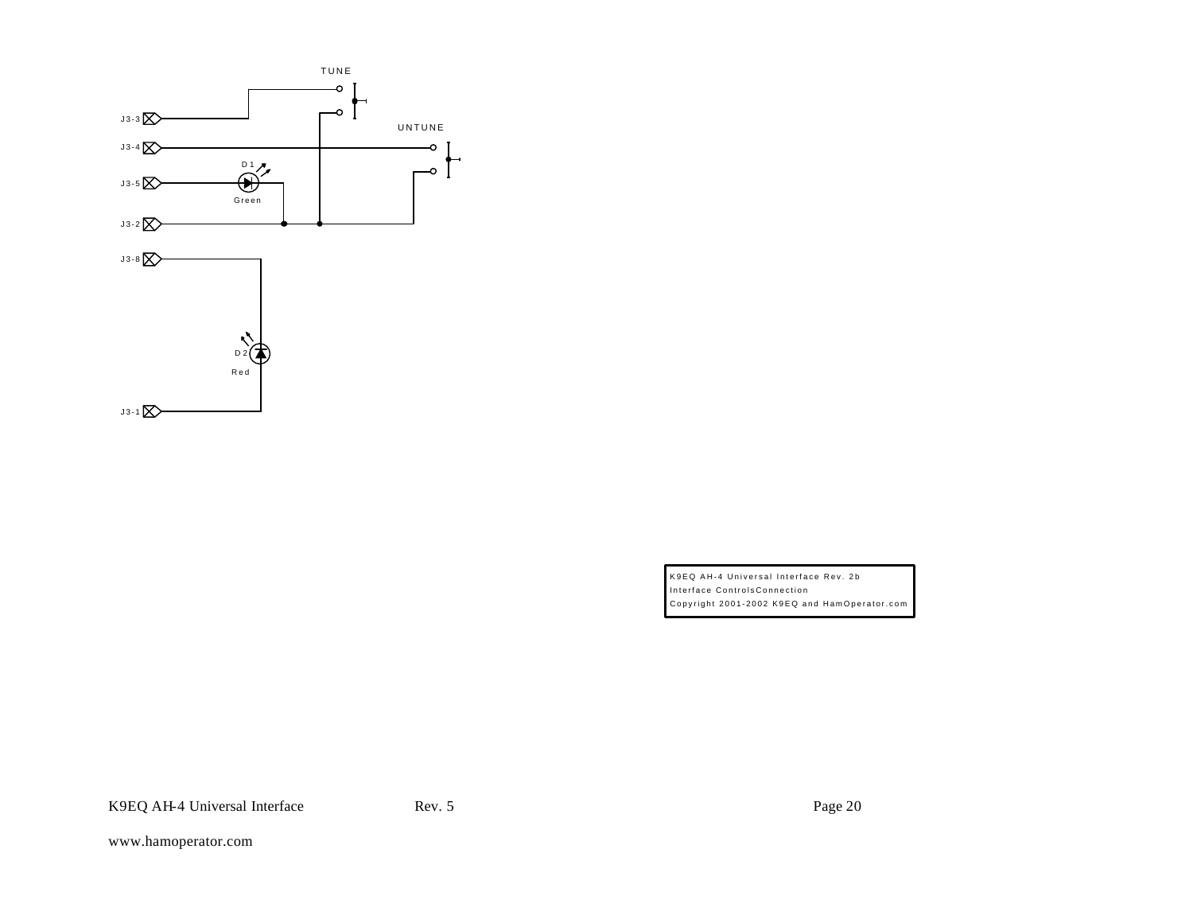TUNE

UNTUNE

J3-3

J3-4

J3-5

J3-2

J3-8

J3-1

D1

Green

D2

Red

K9EQ AH-4 Universal Interface Rev. 2b
Interface ControlsConnection
Copyright 2001-2002 K9EQ and HamOperator.com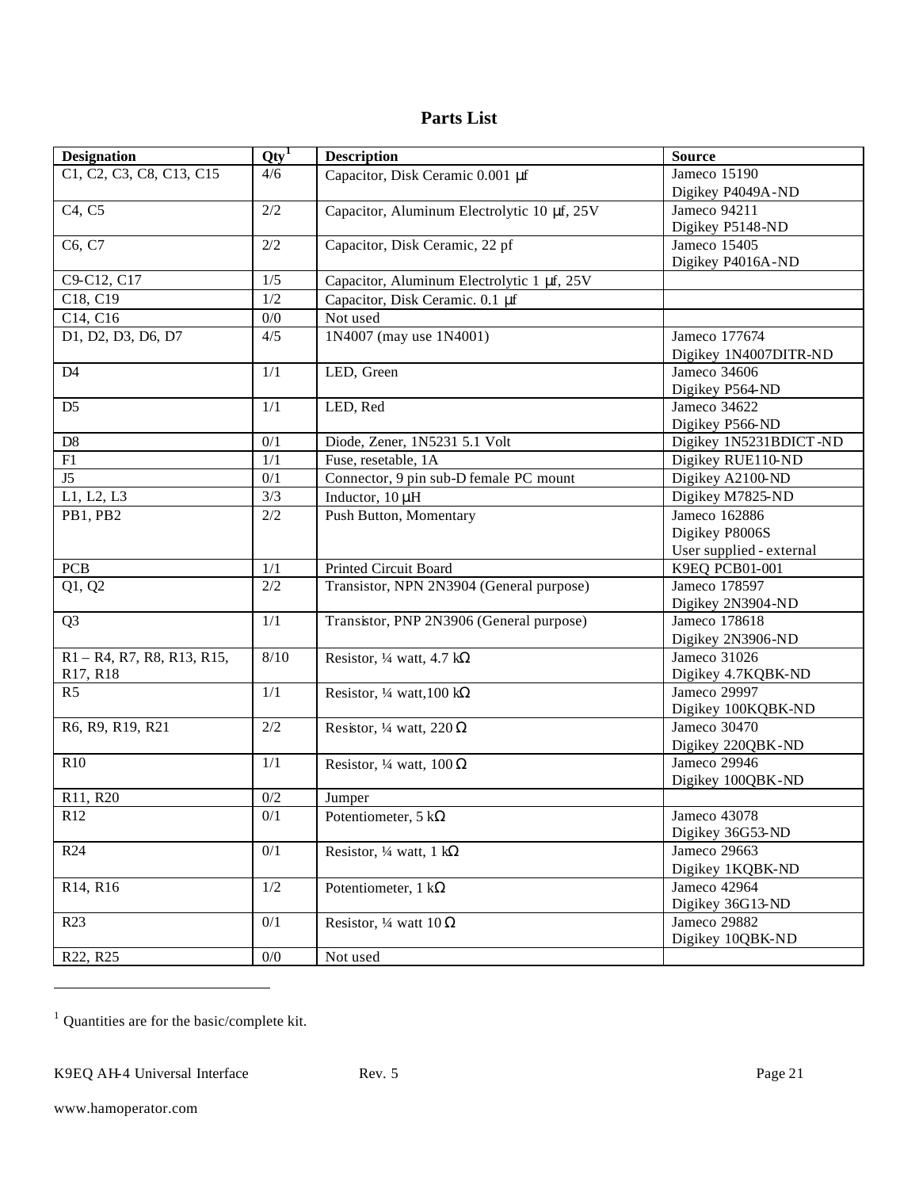# Parts List

| Designation | Qty[1] | Description | Source |
| --- | --- | --- | --- |
| C1, C2, C3, C8, C13, C15 | 4/6 | Capacitor, Disk Ceramic 0.001 µf | Jameco 15190<br>Digikey P4049A-ND |
| C4, C5 | 2/2 | Capacitor, Aluminum Electrolytic 10 µf, 25V | Jameco 94211<br>Digikey P5148-ND |
| C6, C7 | 2/2 | Capacitor, Disk Ceramic, 22 pf | Jameco 15405<br>Digikey P4016A-ND |
| C9-C12, C17 | 1/5 | Capacitor, Aluminum Electrolytic 1 µf, 25V | |
| C18, C19 | 1/2 | Capacitor, Disk Ceramic. 0.1 µf | |
| C14, C16 | 0/0 | Not used | |
| D1, D2, D3, D6, D7 | 4/5 | 1N4007 (may use 1N4001) | Jameco 177674<br>Digikey 1N4007DITR-ND |
| D4 | 1/1 | LED, Green | Jameco 34606<br>Digikey P564-ND |
| D5 | 1/1 | LED, Red | Jameco 34622<br>Digikey P566-ND |
| D8 | 0/1 | Diode, Zener, 1N5231 5.1 Volt | Digikey 1N5231BDICT-ND |
| F1 | 1/1 | Fuse, resetable, 1A | Digikey RUE110-ND |
| J5 | 0/1 | Connector, 9 pin sub-D female PC mount | Digikey A2100-ND |
| L1, L2, L3 | 3/3 | Inductor, 10 µH | Digikey M7825-ND |
| PB1, PB2 | 2/2 | Push Button, Momentary | Jameco 162886<br>Digikey P8006S<br>User supplied - external |
| PCB | 1/1 | Printed Circuit Board | K9EQ PCB01-001 |
| Q1, Q2 | 2/2 | Transistor, NPN 2N3904 (General purpose) | Jameco 178597<br>Digikey 2N3904-ND |
| Q3 | 1/1 | Transistor, PNP 2N3906 (General purpose) | Jameco 178618<br>Digikey 2N3906-ND |
| R1 – R4, R7, R8, R13, R15, R17, R18 | 8/10 | Resistor, ¼ watt, 4.7 kΩ | Jameco 31026<br>Digikey 4.7KQBK-ND |
| R5 | 1/1 | Resistor, ¼ watt,100 kΩ | Jameco 29997<br>Digikey 100KQBK-ND |
| R6, R9, R19, R21 | 2/2 | Resistor, ¼ watt, 220 Ω | Jameco 30470<br>Digikey 220QBK-ND |
| R10 | 1/1 | Resistor, ¼ watt, 100 Ω | Jameco 29946<br>Digikey 100QBK-ND |
| R11, R20 | 0/2 | Jumper | |
| R12 | 0/1 | Potentiometer, 5 kΩ | Jameco 43078<br>Digikey 36G53-ND |
| R24 | 0/1 | Resistor, ¼ watt, 1 kΩ | Jameco 29663<br>Digikey 1KQBK-ND |
| R14, R16 | 1/2 | Potentiometer, 1 kΩ | Jameco 42964<br>Digikey 36G13-ND |
| R23 | 0/1 | Resistor, ¼ watt 10 Ω | Jameco 29882<br>Digikey 10QBK-ND |
| R22, R25 | 0/0 | Not used | |

[1] Quantities are for the basic/complete kit.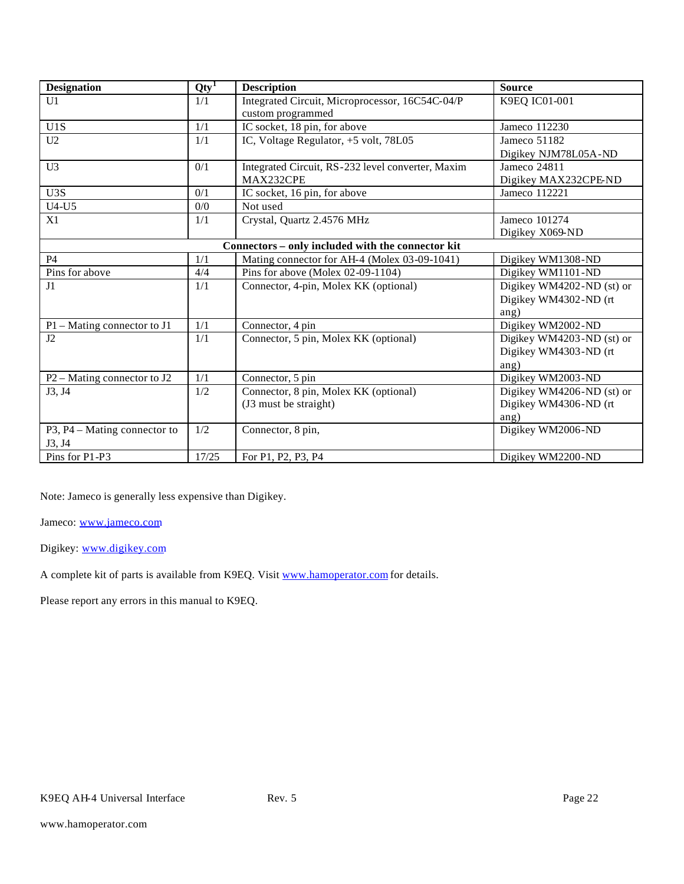| Designation | Qty[1] | Description | Source |
|---|---|---|---|
| U1 | 1/1 | Integrated Circuit, Microprocessor, 16C54C-04/P custom programmed | K9EQ IC01-001 |
| U1S | 1/1 | IC socket, 18 pin, for above | Jameco 112230 |
| U2 | 1/1 | IC, Voltage Regulator, +5 volt, 78L05 | Jameco 51182 Digikey NJM78L05A-ND |
| U3 | 0/1 | Integrated Circuit, RS-232 level converter, Maxim MAX232CPE | Jameco 24811 Digikey MAX232CPE-ND |
| U3S | 0/1 | IC socket, 16 pin, for above | Jameco 112221 |
| U4-U5 | 0/0 | Not used | |
| X1 | 1/1 | Crystal, Quartz 2.4576 MHz | Jameco 101274 Digikey X069-ND |
| **Connectors – only included with the connector kit** | | | |
| P4 | 1/1 | Mating connector for AH-4 (Molex 03-09-1041) | Digikey WM1308-ND |
| Pins for above | 4/4 | Pins for above (Molex 02-09-1104) | Digikey WM1101-ND |
| J1 | 1/1 | Connector, 4-pin, Molex KK (optional) | Digikey WM4202-ND (st) or Digikey WM4302-ND (rt ang) |
| P1 – Mating connector to J1 | 1/1 | Connector, 4 pin | Digikey WM2002-ND |
| J2 | 1/1 | Connector, 5 pin, Molex KK (optional) | Digikey WM4203-ND (st) or Digikey WM4303-ND (rt ang) |
| P2 – Mating connector to J2 | 1/1 | Connector, 5 pin | Digikey WM2003-ND |
| J3, J4 | 1/2 | Connector, 8 pin, Molex KK (optional) (J3 must be straight) | Digikey WM4206-ND (st) or Digikey WM4306-ND (rt ang) |
| P3, P4 – Mating connector to J3, J4 | 1/2 | Connector, 8 pin, | Digikey WM2006-ND |
| Pins for P1-P3 | 17/25 | For P1, P2, P3, P4 | Digikey WM2200-ND |

Note: Jameco is generally less expensive than Digikey.

Jameco: www.jameco.com

Digikey: www.digikey.com

A complete kit of parts is available from K9EQ. Visit www.hamoperator.com for details.

Please report any errors in this manual to K9EQ.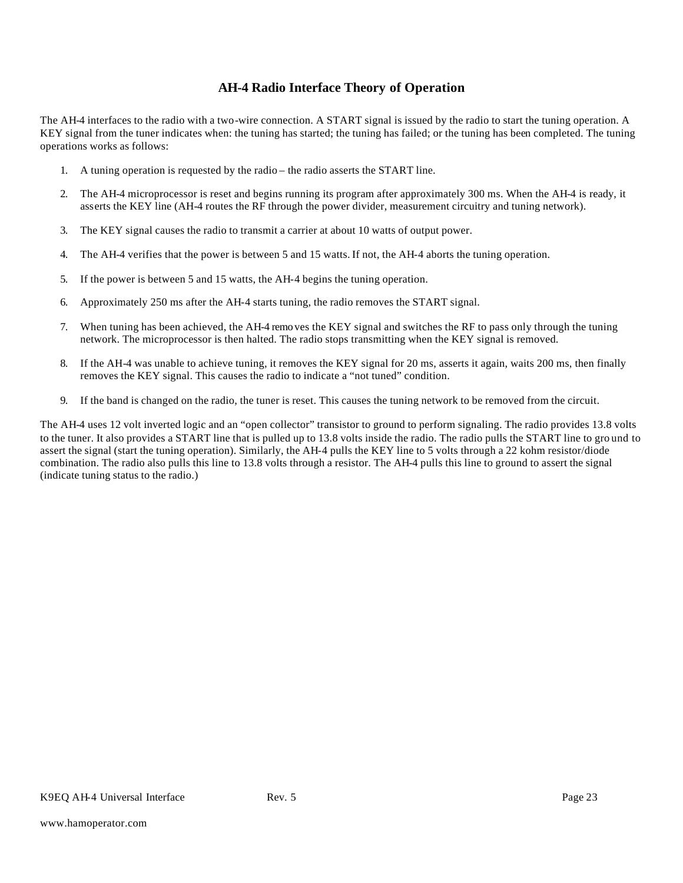## AH-4 Radio Interface Theory of Operation

The AH-4 interfaces to the radio with a two-wire connection. A START signal is issued by the radio to start the tuning operation. A KEY signal from the tuner indicates when: the tuning has started; the tuning has failed; or the tuning has been completed. The tuning operations works as follows:

1. A tuning operation is requested by the radio – the radio asserts the START line.
2. The AH-4 microprocessor is reset and begins running its program after approximately 300 ms. When the AH-4 is ready, it asserts the KEY line (AH-4 routes the RF through the power divider, measurement circuitry and tuning network).
3. The KEY signal causes the radio to transmit a carrier at about 10 watts of output power.
4. The AH-4 verifies that the power is between 5 and 15 watts. If not, the AH-4 aborts the tuning operation.
5. If the power is between 5 and 15 watts, the AH-4 begins the tuning operation.
6. Approximately 250 ms after the AH-4 starts tuning, the radio removes the START signal.
7. When tuning has been achieved, the AH-4 removes the KEY signal and switches the RF to pass only through the tuning network. The microprocessor is then halted. The radio stops transmitting when the KEY signal is removed.
8. If the AH-4 was unable to achieve tuning, it removes the KEY signal for 20 ms, asserts it again, waits 200 ms, then finally removes the KEY signal. This causes the radio to indicate a "not tuned" condition.
9. If the band is changed on the radio, the tuner is reset. This causes the tuning network to be removed from the circuit.

The AH-4 uses 12 volt inverted logic and an "open collector" transistor to ground to perform signaling. The radio provides 13.8 volts to the tuner. It also provides a START line that is pulled up to 13.8 volts inside the radio. The radio pulls the START line to ground to assert the signal (start the tuning operation). Similarly, the AH-4 pulls the KEY line to 5 volts through a 22 kohm resistor/diode combination. The radio also pulls this line to 13.8 volts through a resistor. The AH-4 pulls this line to ground to assert the signal (indicate tuning status to the radio.)